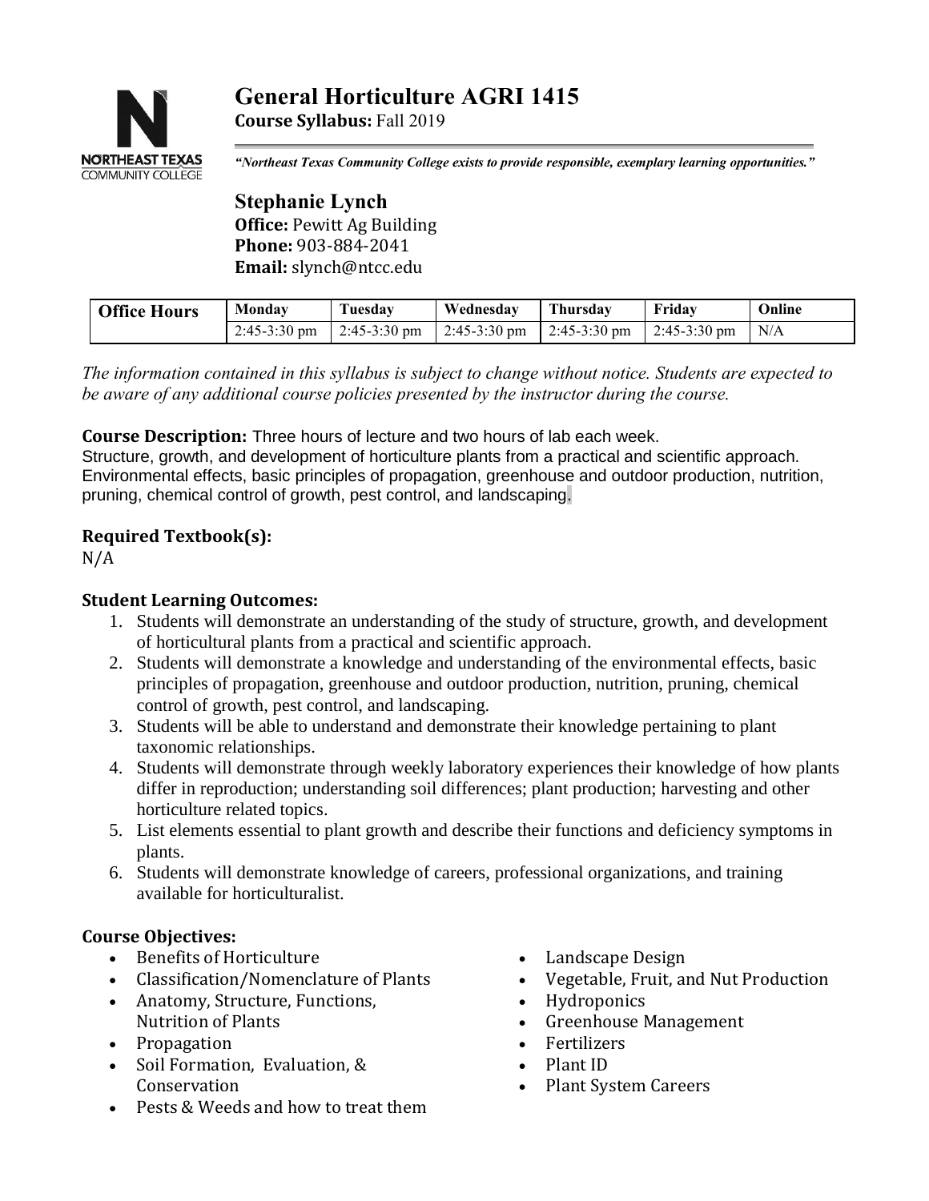# General Horticulture AGRI 1415

**Course Syllabus:** Fall 2019

*"Northeast Texas Community College exists to provide responsible, exemplary learning opportunities."*

## Stephanie Lynch

**Office:** Pewitt Ag Building
**Phone:** 903-884-2041
**Email:** slynch@ntcc.edu

| Office Hours | Monday | Tuesday | Wednesday | Thursday | Friday | Online |
|---|---|---|---|---|---|---|
| | 2:45-3:30 pm | 2:45-3:30 pm | 2:45-3:30 pm | 2:45-3:30 pm | 2:45-3:30 pm | N/A |

*The information contained in this syllabus is subject to change without notice. Students are expected to be aware of any additional course policies presented by the instructor during the course.*

**Course Description:** Three hours of lecture and two hours of lab each week.
Structure, growth, and development of horticulture plants from a practical and scientific approach. Environmental effects, basic principles of propagation, greenhouse and outdoor production, nutrition, pruning, chemical control of growth, pest control, and landscaping.

### Required Textbook(s):

N/A

### Student Learning Outcomes:

1. Students will demonstrate an understanding of the study of structure, growth, and development of horticultural plants from a practical and scientific approach.
2. Students will demonstrate a knowledge and understanding of the environmental effects, basic principles of propagation, greenhouse and outdoor production, nutrition, pruning, chemical control of growth, pest control, and landscaping.
3. Students will be able to understand and demonstrate their knowledge pertaining to plant taxonomic relationships.
4. Students will demonstrate through weekly laboratory experiences their knowledge of how plants differ in reproduction; understanding soil differences; plant production; harvesting and other horticulture related topics.
5. List elements essential to plant growth and describe their functions and deficiency symptoms in plants.
6. Students will demonstrate knowledge of careers, professional organizations, and training available for horticulturalist.

### Course Objectives:

- Benefits of Horticulture
- Classification/Nomenclature of Plants
- Anatomy, Structure, Functions, Nutrition of Plants
- Propagation
- Soil Formation, Evaluation, & Conservation
- Pests & Weeds and how to treat them
- Landscape Design
- Vegetable, Fruit, and Nut Production
- Hydroponics
- Greenhouse Management
- Fertilizers
- Plant ID
- Plant System Careers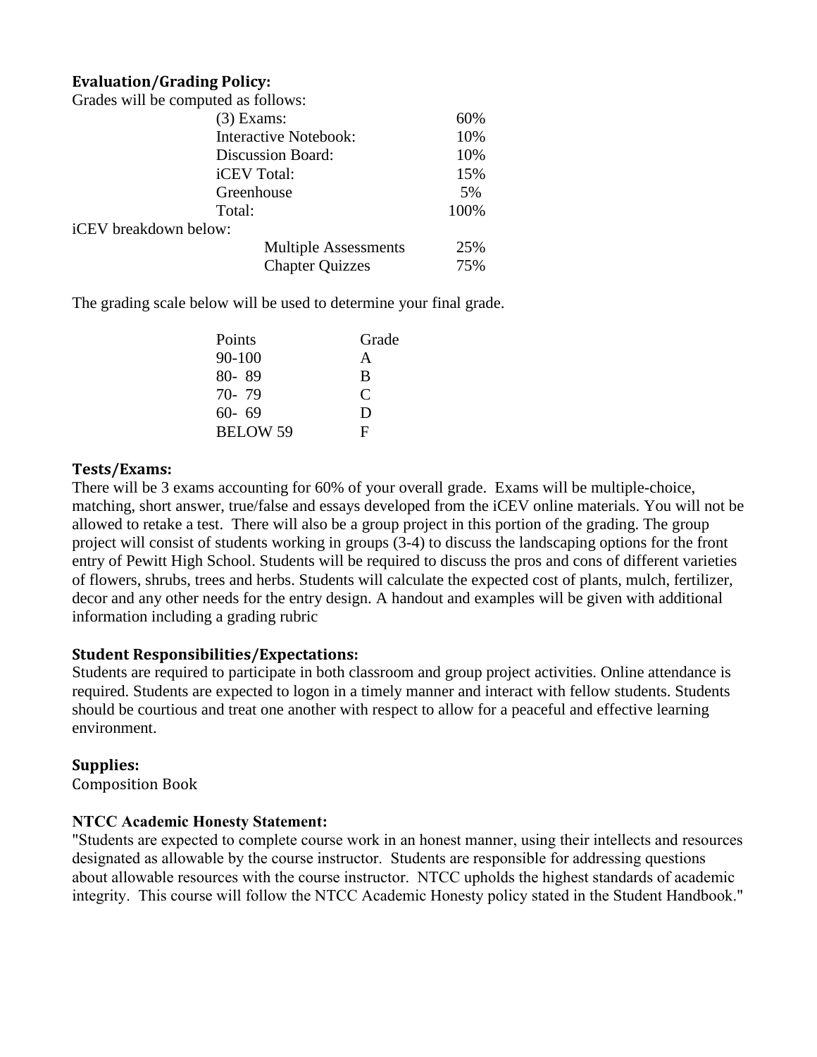**Evaluation/Grading Policy:**

Grades will be computed as follows:

| | |
|---|---|
| (3) Exams: | 60% |
| Interactive Notebook: | 10% |
| Discussion Board: | 10% |
| iCEV Total: | 15% |
| Greenhouse | 5% |
| Total: | 100% |

iCEV breakdown below:

| | |
|---|---|
| Multiple Assessments | 25% |
| Chapter Quizzes | 75% |

The grading scale below will be used to determine your final grade.

| Points | Grade |
|---|---|
| 90-100 | A |
| 80- 89 | B |
| 70- 79 | C |
| 60- 69 | D |
| BELOW 59 | F |

**Tests/Exams:**

There will be 3 exams accounting for 60% of your overall grade. Exams will be multiple-choice, matching, short answer, true/false and essays developed from the iCEV online materials. You will not be allowed to retake a test. There will also be a group project in this portion of the grading. The group project will consist of students working in groups (3-4) to discuss the landscaping options for the front entry of Pewitt High School. Students will be required to discuss the pros and cons of different varieties of flowers, shrubs, trees and herbs. Students will calculate the expected cost of plants, mulch, fertilizer, decor and any other needs for the entry design. A handout and examples will be given with additional information including a grading rubric

**Student Responsibilities/Expectations:**

Students are required to participate in both classroom and group project activities. Online attendance is required. Students are expected to logon in a timely manner and interact with fellow students. Students should be courtious and treat one another with respect to allow for a peaceful and effective learning environment.

**Supplies:**

Composition Book

**NTCC Academic Honesty Statement:**

"Students are expected to complete course work in an honest manner, using their intellects and resources designated as allowable by the course instructor. Students are responsible for addressing questions about allowable resources with the course instructor. NTCC upholds the highest standards of academic integrity. This course will follow the NTCC Academic Honesty policy stated in the Student Handbook."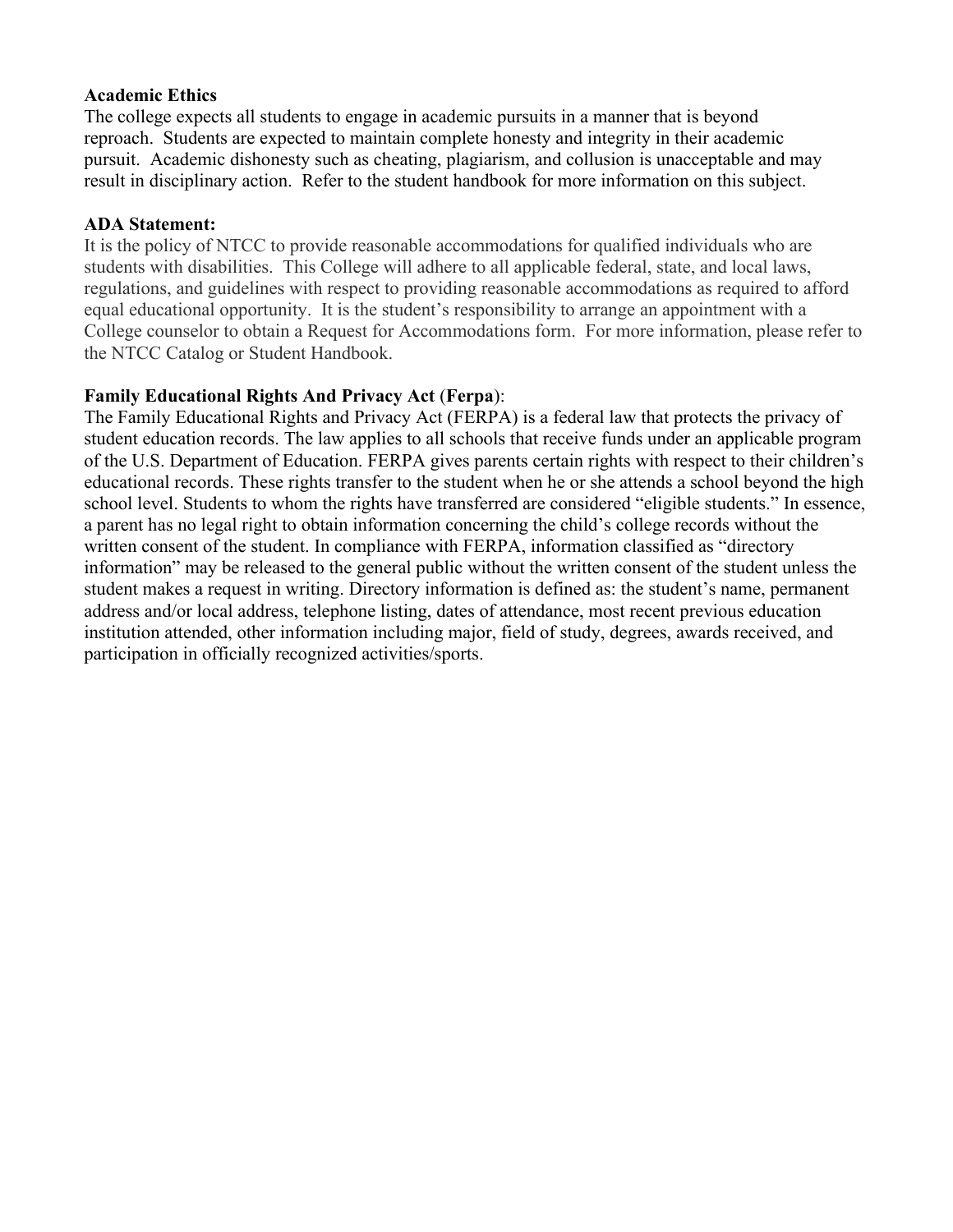**Academic Ethics**

The college expects all students to engage in academic pursuits in a manner that is beyond reproach. Students are expected to maintain complete honesty and integrity in their academic pursuit. Academic dishonesty such as cheating, plagiarism, and collusion is unacceptable and may result in disciplinary action. Refer to the student handbook for more information on this subject.

**ADA Statement:**

It is the policy of NTCC to provide reasonable accommodations for qualified individuals who are students with disabilities. This College will adhere to all applicable federal, state, and local laws, regulations, and guidelines with respect to providing reasonable accommodations as required to afford equal educational opportunity. It is the student's responsibility to arrange an appointment with a College counselor to obtain a Request for Accommodations form. For more information, please refer to the NTCC Catalog or Student Handbook.

**Family Educational Rights And Privacy Act** (**Ferpa**):

The Family Educational Rights and Privacy Act (FERPA) is a federal law that protects the privacy of student education records. The law applies to all schools that receive funds under an applicable program of the U.S. Department of Education. FERPA gives parents certain rights with respect to their children's educational records. These rights transfer to the student when he or she attends a school beyond the high school level. Students to whom the rights have transferred are considered "eligible students." In essence, a parent has no legal right to obtain information concerning the child's college records without the written consent of the student. In compliance with FERPA, information classified as "directory information" may be released to the general public without the written consent of the student unless the student makes a request in writing. Directory information is defined as: the student's name, permanent address and/or local address, telephone listing, dates of attendance, most recent previous education institution attended, other information including major, field of study, degrees, awards received, and participation in officially recognized activities/sports.